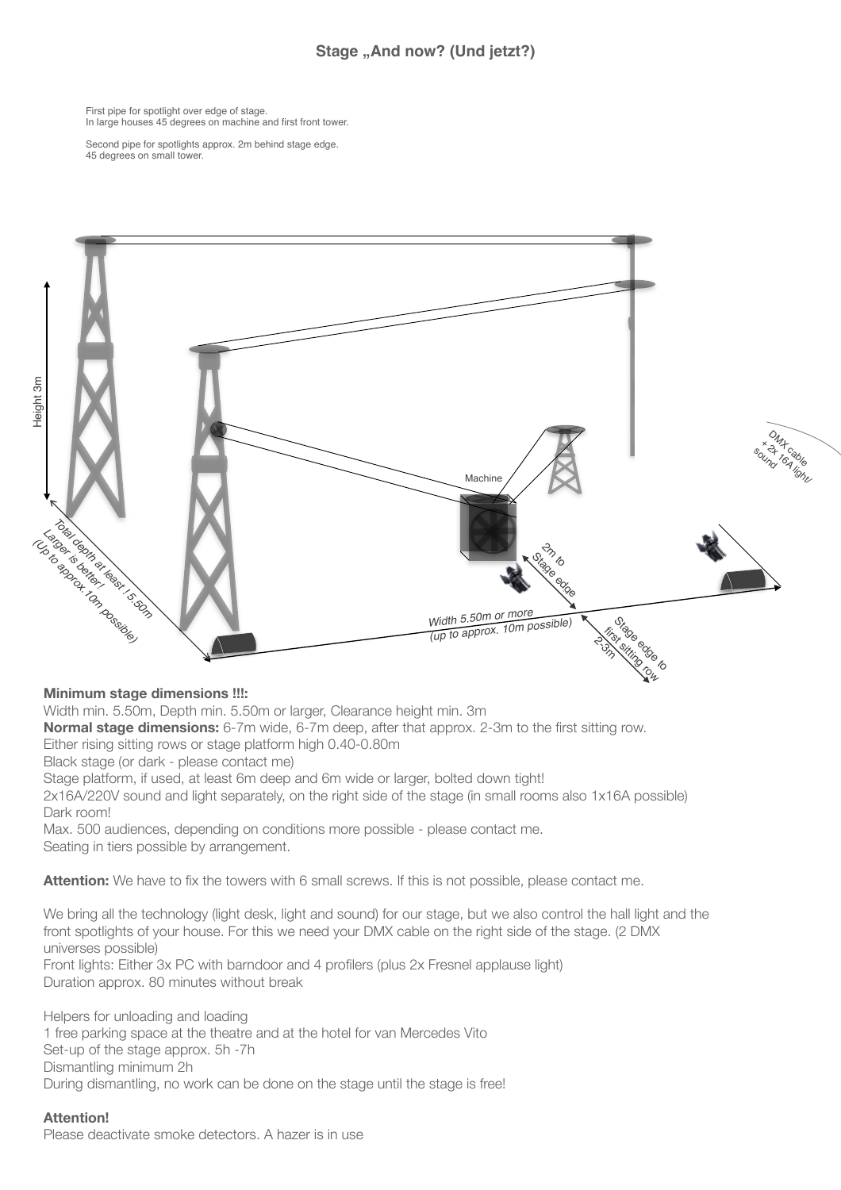# Stage „And now? (Und jetzt?)

First pipe for spotlight over edge of stage.
In large houses 45 degrees on machine and first front tower.

Second pipe for spotlights approx. 2m behind stage edge.
45 degrees on small tower.

Height 3m

Machine

DMX cable + 2x 16A light/ sound

Total depth at least ! 5.50m
Larger is better!
(Up to approx.10m possible)

2m to Stage edge

*Width 5.50m or more*
*(up to approx. 10m possible)*

Stage edge to first sitting row 2-3m

**Minimum stage dimensions !!!:**
Width min. 5.50m, Depth min. 5.50m or larger, Clearance height min. 3m
**Normal stage dimensions:** 6-7m wide, 6-7m deep, after that approx. 2-3m to the first sitting row.
Either rising sitting rows or stage platform high 0.40-0.80m
Black stage (or dark - please contact me)
Stage platform, if used, at least 6m deep and 6m wide or larger, bolted down tight!
2x16A/220V sound and light separately, on the right side of the stage (in small rooms also 1x16A possible)
Dark room!
Max. 500 audiences, depending on conditions more possible - please contact me.
Seating in tiers possible by arrangement.

**Attention:** We have to fix the towers with 6 small screws. If this is not possible, please contact me.

We bring all the technology (light desk, light and sound) for our stage, but we also control the hall light and the front spotlights of your house. For this we need your DMX cable on the right side of the stage. (2 DMX universes possible)
Front lights: Either 3x PC with barndoor and 4 profilers (plus 2x Fresnel applause light)
Duration approx. 80 minutes without break

Helpers for unloading and loading
1 free parking space at the theatre and at the hotel for van Mercedes Vito
Set-up of the stage approx. 5h -7h
Dismantling minimum 2h
During dismantling, no work can be done on the stage until the stage is free!

**Attention!**
Please deactivate smoke detectors. A hazer is in use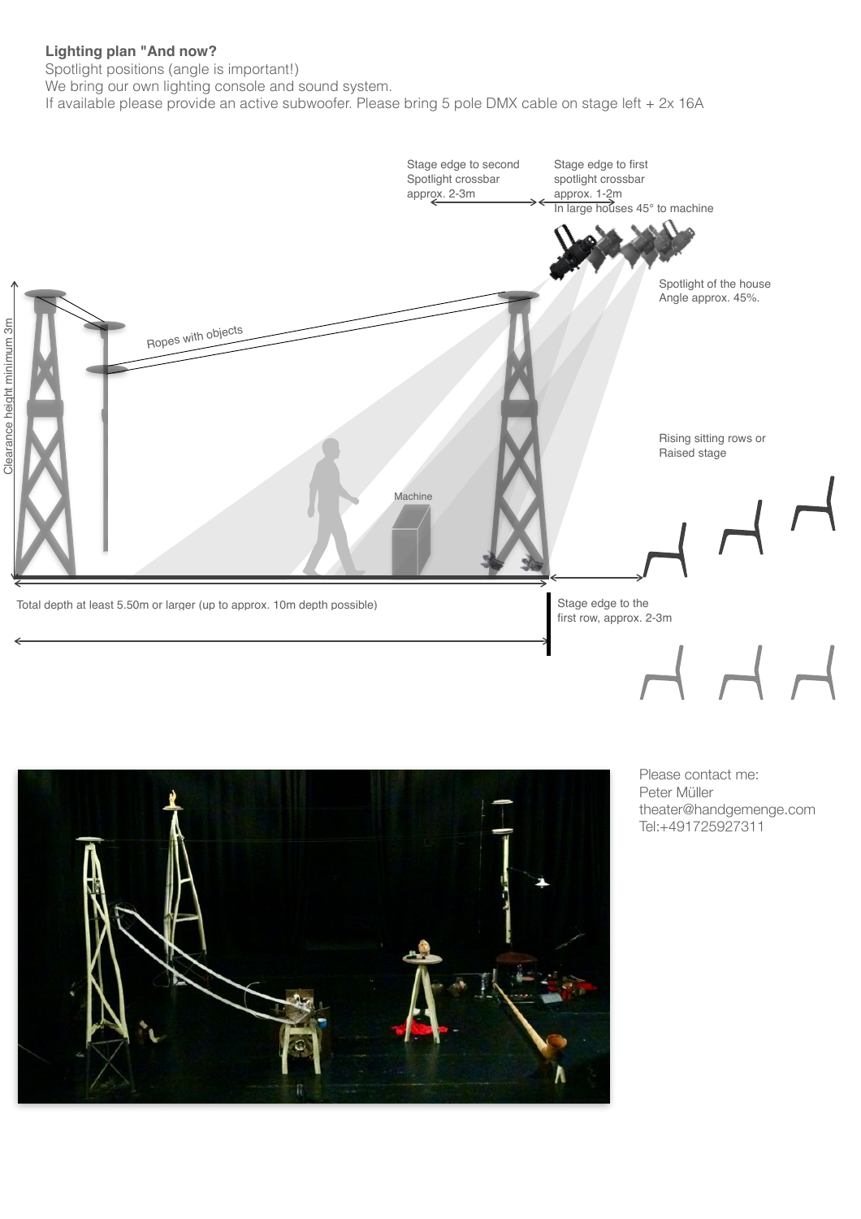**Lighting plan "And now?**

Spotlight positions (angle is important!)

We bring our own lighting console and sound system.

If available please provide an active subwoofer. Please bring 5 pole DMX cable on stage left + 2x 16A

Stage edge to second Spotlight crossbar approx. 2-3m

Stage edge to first spotlight crossbar approx. 1-2m

In large houses 45° to machine

Spotlight of the house Angle approx. 45%.

Clearance height minimum 3m

Ropes with objects

Machine

Rising sitting rows or Raised stage

Total depth at least 5.50m or larger (up to approx. 10m depth possible)

Stage edge to the first row, approx. 2-3m

Please contact me:
Peter Müller
theater@handgemenge.com
Tel:+491725927311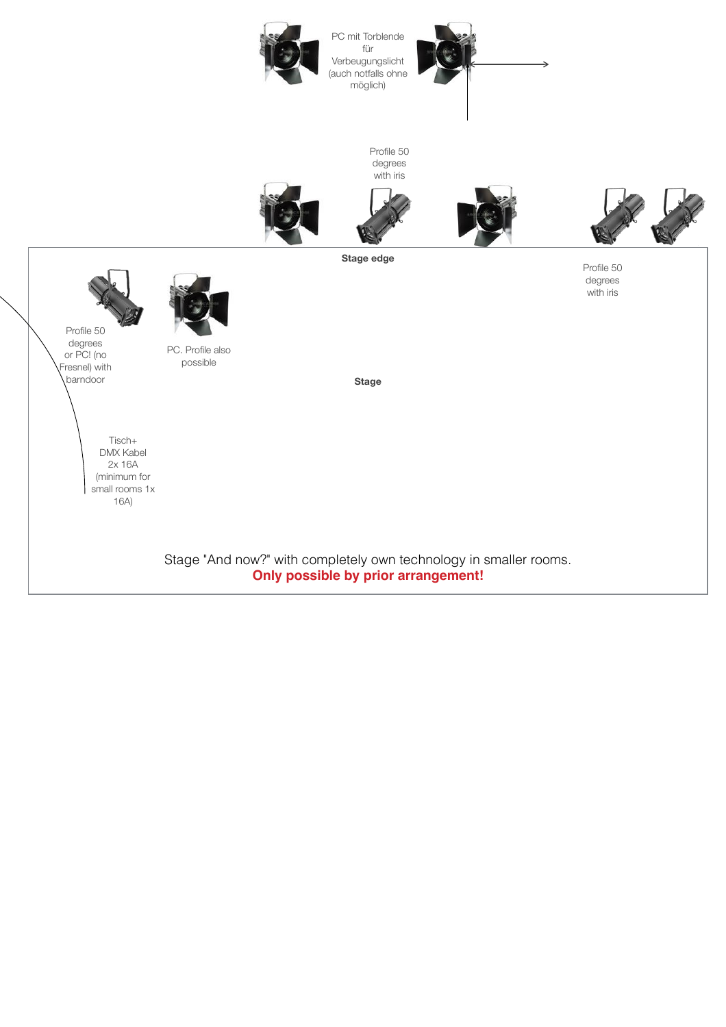PC mit Torblende für Verbeugungslicht (auch notfalls ohne möglich)

Profile 50 degrees with iris

**Stage edge**

Profile 50 degrees with iris

Profile 50 degrees or PC! (no Fresnel) with barndoor

PC. Profile also possible

**Stage**

Tisch+ DMX Kabel 2x 16A (minimum for small rooms 1x 16A)

Stage "And now?" with completely own technology in smaller rooms.

**Only possible by prior arrangement!**